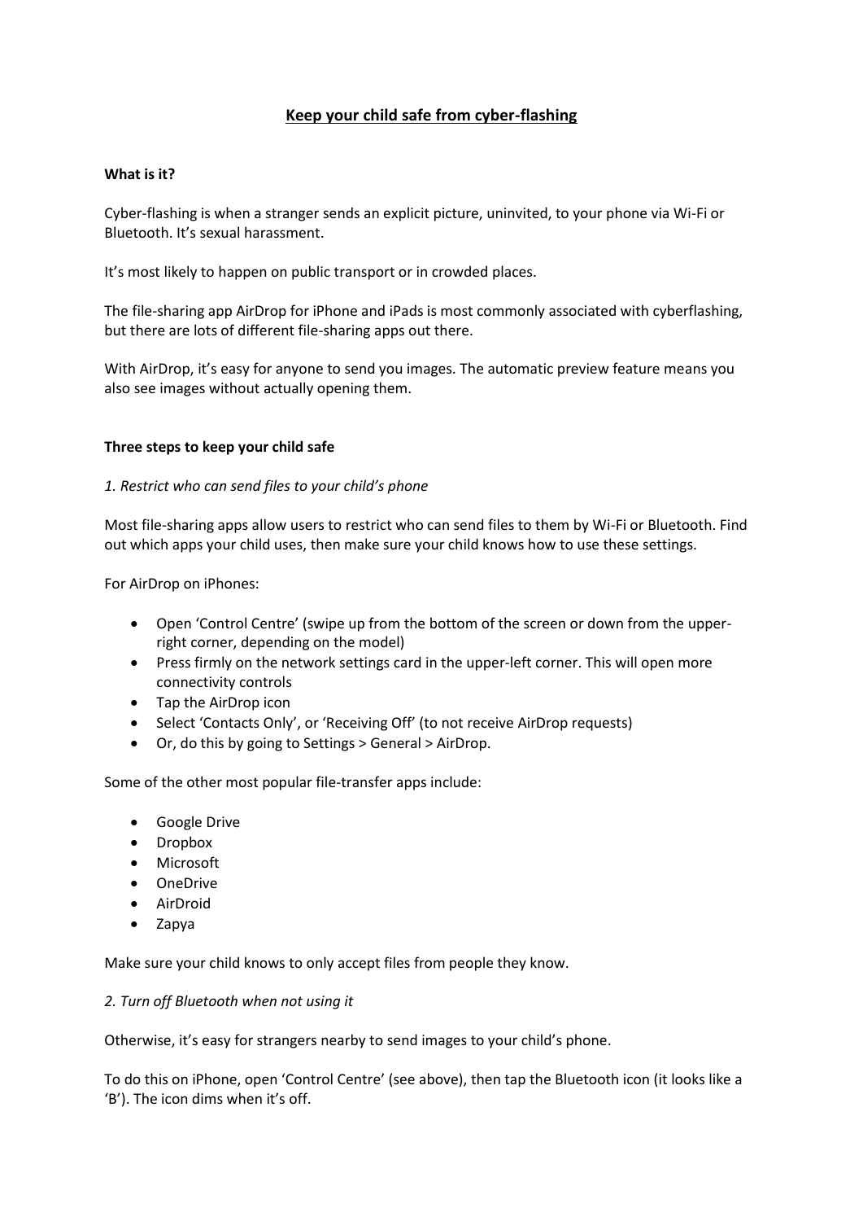# Keep your child safe from cyber-flashing

**What is it?**

Cyber-flashing is when a stranger sends an explicit picture, uninvited, to your phone via Wi-Fi or Bluetooth. It's sexual harassment.

It's most likely to happen on public transport or in crowded places.

The file-sharing app AirDrop for iPhone and iPads is most commonly associated with cyberflashing, but there are lots of different file-sharing apps out there.

With AirDrop, it's easy for anyone to send you images. The automatic preview feature means you also see images without actually opening them.

**Three steps to keep your child safe**

*1. Restrict who can send files to your child's phone*

Most file-sharing apps allow users to restrict who can send files to them by Wi-Fi or Bluetooth. Find out which apps your child uses, then make sure your child knows how to use these settings.

For AirDrop on iPhones:

- Open 'Control Centre' (swipe up from the bottom of the screen or down from the upper-right corner, depending on the model)
- Press firmly on the network settings card in the upper-left corner. This will open more connectivity controls
- Tap the AirDrop icon
- Select 'Contacts Only', or 'Receiving Off' (to not receive AirDrop requests)
- Or, do this by going to Settings > General > AirDrop.

Some of the other most popular file-transfer apps include:

- Google Drive
- Dropbox
- Microsoft
- OneDrive
- AirDroid
- Zapya

Make sure your child knows to only accept files from people they know.

*2. Turn off Bluetooth when not using it*

Otherwise, it's easy for strangers nearby to send images to your child's phone.

To do this on iPhone, open 'Control Centre' (see above), then tap the Bluetooth icon (it looks like a 'B'). The icon dims when it's off.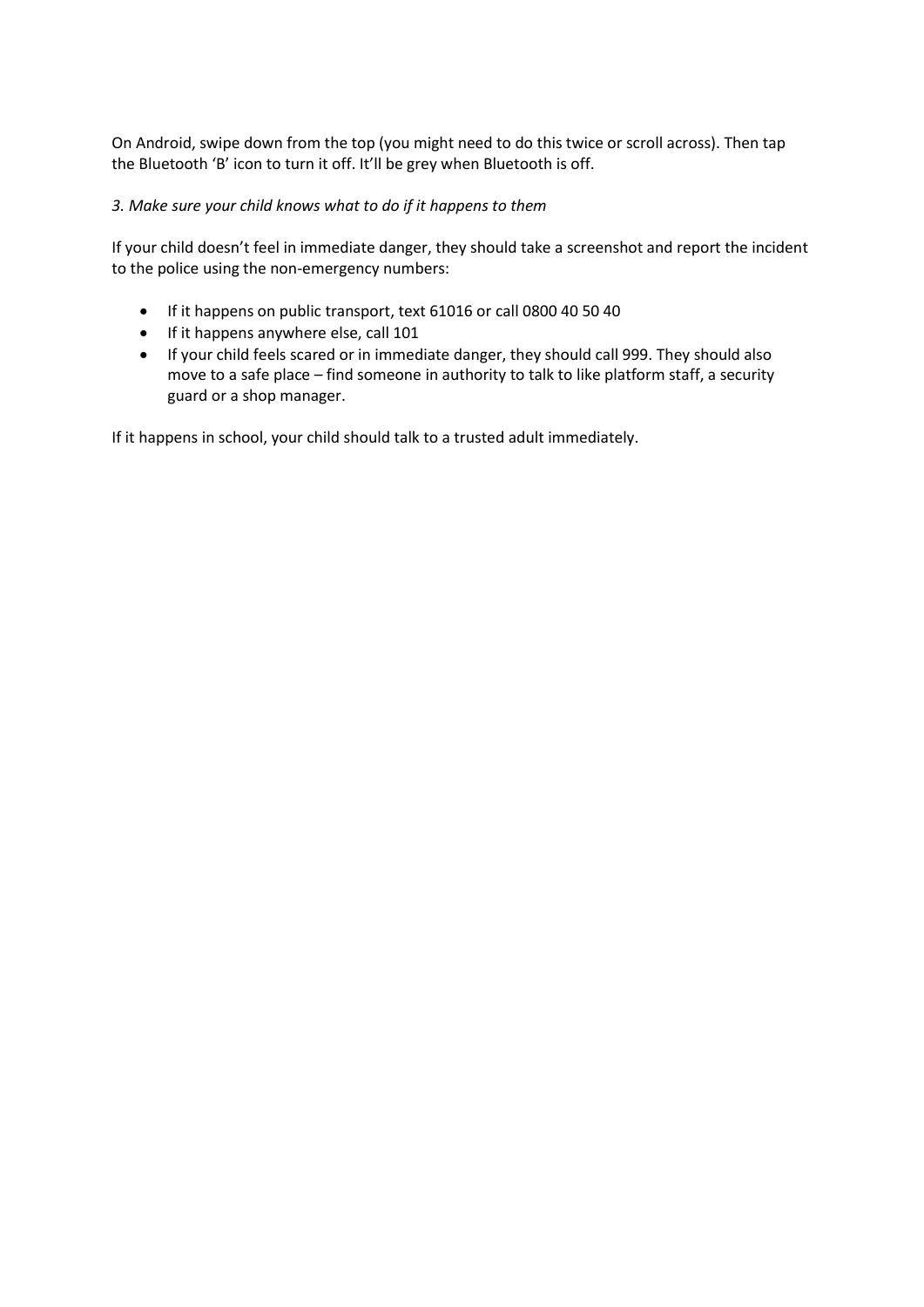On Android, swipe down from the top (you might need to do this twice or scroll across). Then tap the Bluetooth 'B' icon to turn it off. It'll be grey when Bluetooth is off.

*3. Make sure your child knows what to do if it happens to them*

If your child doesn't feel in immediate danger, they should take a screenshot and report the incident to the police using the non-emergency numbers:

- If it happens on public transport, text 61016 or call 0800 40 50 40
- If it happens anywhere else, call 101
- If your child feels scared or in immediate danger, they should call 999. They should also move to a safe place – find someone in authority to talk to like platform staff, a security guard or a shop manager.

If it happens in school, your child should talk to a trusted adult immediately.